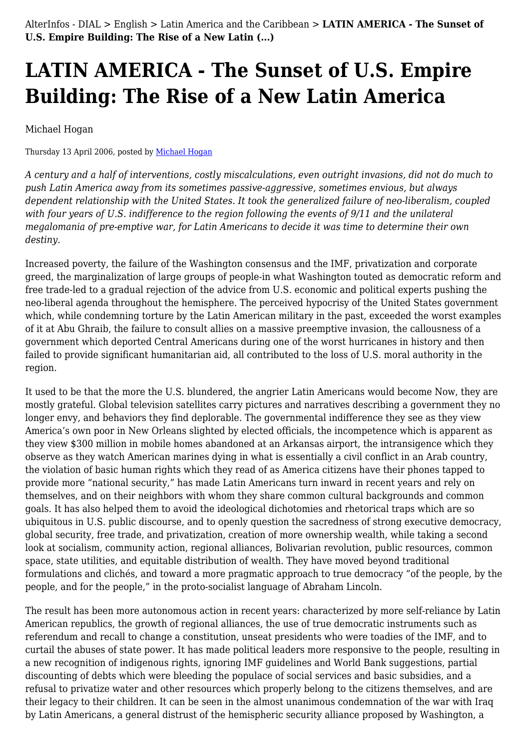AlterInfos - DIAL > English > Latin America and the Caribbean > **LATIN AMERICA - The Sunset of U.S. Empire Building: The Rise of a New Latin (...)**

# LATIN AMERICA - The Sunset of U.S. Empire Building: The Rise of a New Latin America

Michael Hogan

Thursday 13 April 2006, posted by Michael Hogan

*A century and a half of interventions, costly miscalculations, even outright invasions, did not do much to push Latin America away from its sometimes passive-aggressive, sometimes envious, but always dependent relationship with the United States. It took the generalized failure of neo-liberalism, coupled with four years of U.S. indifference to the region following the events of 9/11 and the unilateral megalomania of pre-emptive war, for Latin Americans to decide it was time to determine their own destiny.*

Increased poverty, the failure of the Washington consensus and the IMF, privatization and corporate greed, the marginalization of large groups of people-in what Washington touted as democratic reform and free trade-led to a gradual rejection of the advice from U.S. economic and political experts pushing the neo-liberal agenda throughout the hemisphere. The perceived hypocrisy of the United States government which, while condemning torture by the Latin American military in the past, exceeded the worst examples of it at Abu Ghraib, the failure to consult allies on a massive preemptive invasion, the callousness of a government which deported Central Americans during one of the worst hurricanes in history and then failed to provide significant humanitarian aid, all contributed to the loss of U.S. moral authority in the region.

It used to be that the more the U.S. blundered, the angrier Latin Americans would become Now, they are mostly grateful. Global television satellites carry pictures and narratives describing a government they no longer envy, and behaviors they find deplorable. The governmental indifference they see as they view America's own poor in New Orleans slighted by elected officials, the incompetence which is apparent as they view $300 million in mobile homes abandoned at an Arkansas airport, the intransigence which they observe as they watch American marines dying in what is essentially a civil conflict in an Arab country, the violation of basic human rights which they read of as America citizens have their phones tapped to provide more "national security," has made Latin Americans turn inward in recent years and rely on themselves, and on their neighbors with whom they share common cultural backgrounds and common goals. It has also helped them to avoid the ideological dichotomies and rhetorical traps which are so ubiquitous in U.S. public discourse, and to openly question the sacredness of strong executive democracy, global security, free trade, and privatization, creation of more ownership wealth, while taking a second look at socialism, community action, regional alliances, Bolivarian revolution, public resources, common space, state utilities, and equitable distribution of wealth. They have moved beyond traditional formulations and clichés, and toward a more pragmatic approach to true democracy "of the people, by the people, and for the people," in the proto-socialist language of Abraham Lincoln.

The result has been more autonomous action in recent years: characterized by more self-reliance by Latin American republics, the growth of regional alliances, the use of true democratic instruments such as referendum and recall to change a constitution, unseat presidents who were toadies of the IMF, and to curtail the abuses of state power. It has made political leaders more responsive to the people, resulting in a new recognition of indigenous rights, ignoring IMF guidelines and World Bank suggestions, partial discounting of debts which were bleeding the populace of social services and basic subsidies, and a refusal to privatize water and other resources which properly belong to the citizens themselves, and are their legacy to their children. It can be seen in the almost unanimous condemnation of the war with Iraq by Latin Americans, a general distrust of the hemispheric security alliance proposed by Washington, a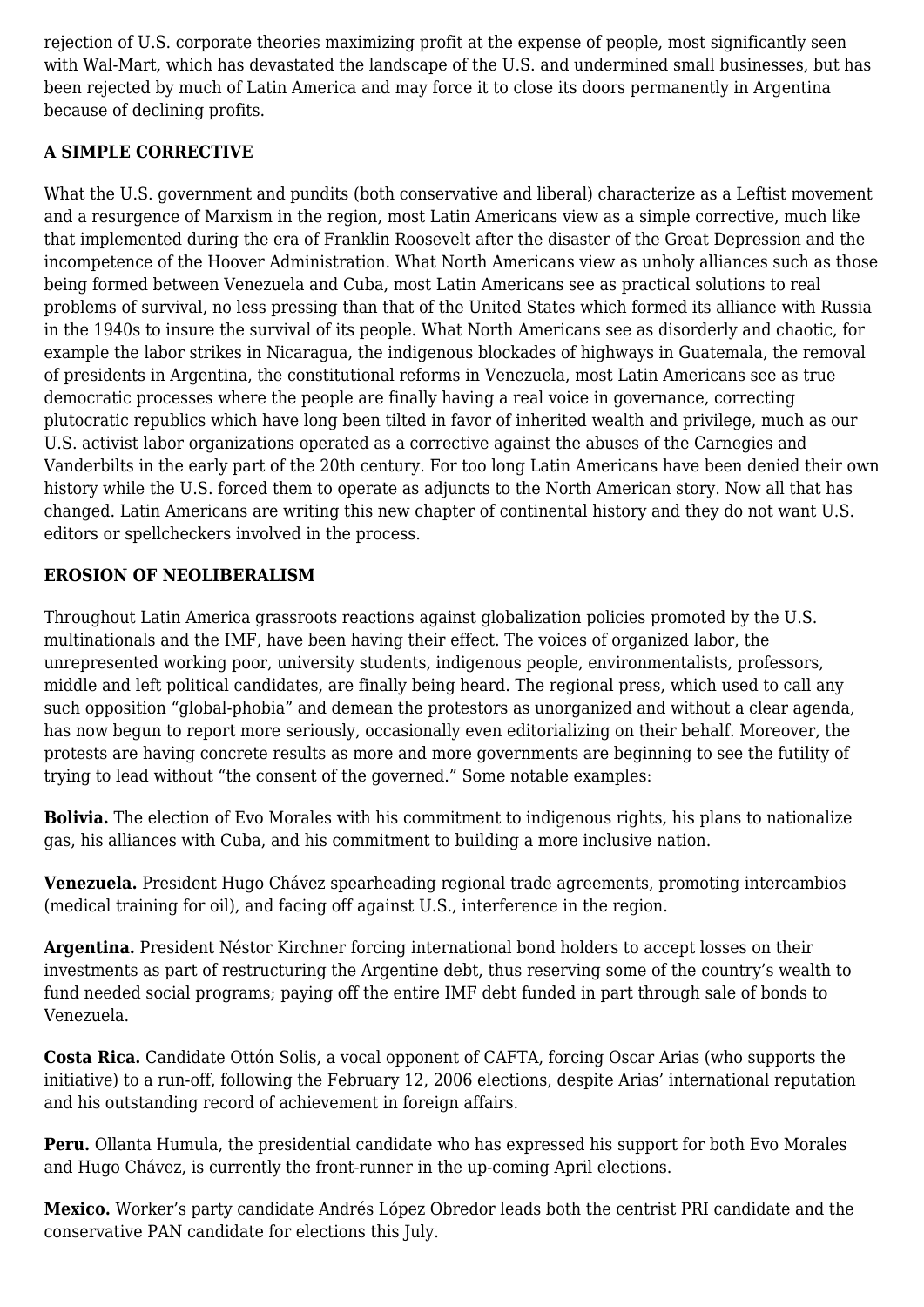rejection of U.S. corporate theories maximizing profit at the expense of people, most significantly seen with Wal-Mart, which has devastated the landscape of the U.S. and undermined small businesses, but has been rejected by much of Latin America and may force it to close its doors permanently in Argentina because of declining profits.

**A SIMPLE CORRECTIVE**

What the U.S. government and pundits (both conservative and liberal) characterize as a Leftist movement and a resurgence of Marxism in the region, most Latin Americans view as a simple corrective, much like that implemented during the era of Franklin Roosevelt after the disaster of the Great Depression and the incompetence of the Hoover Administration. What North Americans view as unholy alliances such as those being formed between Venezuela and Cuba, most Latin Americans see as practical solutions to real problems of survival, no less pressing than that of the United States which formed its alliance with Russia in the 1940s to insure the survival of its people. What North Americans see as disorderly and chaotic, for example the labor strikes in Nicaragua, the indigenous blockades of highways in Guatemala, the removal of presidents in Argentina, the constitutional reforms in Venezuela, most Latin Americans see as true democratic processes where the people are finally having a real voice in governance, correcting plutocratic republics which have long been tilted in favor of inherited wealth and privilege, much as our U.S. activist labor organizations operated as a corrective against the abuses of the Carnegies and Vanderbilts in the early part of the 20th century. For too long Latin Americans have been denied their own history while the U.S. forced them to operate as adjuncts to the North American story. Now all that has changed. Latin Americans are writing this new chapter of continental history and they do not want U.S. editors or spellcheckers involved in the process.

**EROSION OF NEOLIBERALISM**

Throughout Latin America grassroots reactions against globalization policies promoted by the U.S. multinationals and the IMF, have been having their effect. The voices of organized labor, the unrepresented working poor, university students, indigenous people, environmentalists, professors, middle and left political candidates, are finally being heard. The regional press, which used to call any such opposition "global-phobia" and demean the protestors as unorganized and without a clear agenda, has now begun to report more seriously, occasionally even editorializing on their behalf. Moreover, the protests are having concrete results as more and more governments are beginning to see the futility of trying to lead without "the consent of the governed." Some notable examples:

**Bolivia.** The election of Evo Morales with his commitment to indigenous rights, his plans to nationalize gas, his alliances with Cuba, and his commitment to building a more inclusive nation.

**Venezuela.** President Hugo Chávez spearheading regional trade agreements, promoting intercambios (medical training for oil), and facing off against U.S., interference in the region.

**Argentina.** President Néstor Kirchner forcing international bond holders to accept losses on their investments as part of restructuring the Argentine debt, thus reserving some of the country's wealth to fund needed social programs; paying off the entire IMF debt funded in part through sale of bonds to Venezuela.

**Costa Rica.** Candidate Ottón Solis, a vocal opponent of CAFTA, forcing Oscar Arias (who supports the initiative) to a run-off, following the February 12, 2006 elections, despite Arias' international reputation and his outstanding record of achievement in foreign affairs.

**Peru.** Ollanta Humula, the presidential candidate who has expressed his support for both Evo Morales and Hugo Chávez, is currently the front-runner in the up-coming April elections.

**Mexico.** Worker's party candidate Andrés López Obredor leads both the centrist PRI candidate and the conservative PAN candidate for elections this July.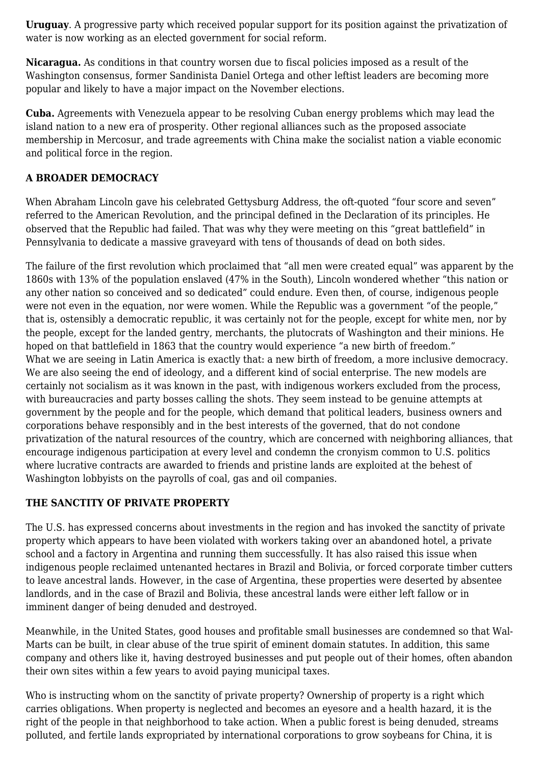**Uruguay**. A progressive party which received popular support for its position against the privatization of water is now working as an elected government for social reform.

**Nicaragua.** As conditions in that country worsen due to fiscal policies imposed as a result of the Washington consensus, former Sandinista Daniel Ortega and other leftist leaders are becoming more popular and likely to have a major impact on the November elections.

**Cuba.** Agreements with Venezuela appear to be resolving Cuban energy problems which may lead the island nation to a new era of prosperity. Other regional alliances such as the proposed associate membership in Mercosur, and trade agreements with China make the socialist nation a viable economic and political force in the region.

## A BROADER DEMOCRACY

When Abraham Lincoln gave his celebrated Gettysburg Address, the oft-quoted "four score and seven" referred to the American Revolution, and the principal defined in the Declaration of its principles. He observed that the Republic had failed. That was why they were meeting on this "great battlefield" in Pennsylvania to dedicate a massive graveyard with tens of thousands of dead on both sides.

The failure of the first revolution which proclaimed that "all men were created equal" was apparent by the 1860s with 13% of the population enslaved (47% in the South), Lincoln wondered whether "this nation or any other nation so conceived and so dedicated" could endure. Even then, of course, indigenous people were not even in the equation, nor were women. While the Republic was a government "of the people," that is, ostensibly a democratic republic, it was certainly not for the people, except for white men, nor by the people, except for the landed gentry, merchants, the plutocrats of Washington and their minions. He hoped on that battlefield in 1863 that the country would experience "a new birth of freedom."

What we are seeing in Latin America is exactly that: a new birth of freedom, a more inclusive democracy. We are also seeing the end of ideology, and a different kind of social enterprise. The new models are certainly not socialism as it was known in the past, with indigenous workers excluded from the process, with bureaucracies and party bosses calling the shots. They seem instead to be genuine attempts at government by the people and for the people, which demand that political leaders, business owners and corporations behave responsibly and in the best interests of the governed, that do not condone privatization of the natural resources of the country, which are concerned with neighboring alliances, that encourage indigenous participation at every level and condemn the cronyism common to U.S. politics where lucrative contracts are awarded to friends and pristine lands are exploited at the behest of Washington lobbyists on the payrolls of coal, gas and oil companies.

## THE SANCTITY OF PRIVATE PROPERTY

The U.S. has expressed concerns about investments in the region and has invoked the sanctity of private property which appears to have been violated with workers taking over an abandoned hotel, a private school and a factory in Argentina and running them successfully. It has also raised this issue when indigenous people reclaimed untenanted hectares in Brazil and Bolivia, or forced corporate timber cutters to leave ancestral lands. However, in the case of Argentina, these properties were deserted by absentee landlords, and in the case of Brazil and Bolivia, these ancestral lands were either left fallow or in imminent danger of being denuded and destroyed.

Meanwhile, in the United States, good houses and profitable small businesses are condemned so that Wal-Marts can be built, in clear abuse of the true spirit of eminent domain statutes. In addition, this same company and others like it, having destroyed businesses and put people out of their homes, often abandon their own sites within a few years to avoid paying municipal taxes.

Who is instructing whom on the sanctity of private property? Ownership of property is a right which carries obligations. When property is neglected and becomes an eyesore and a health hazard, it is the right of the people in that neighborhood to take action. When a public forest is being denuded, streams polluted, and fertile lands expropriated by international corporations to grow soybeans for China, it is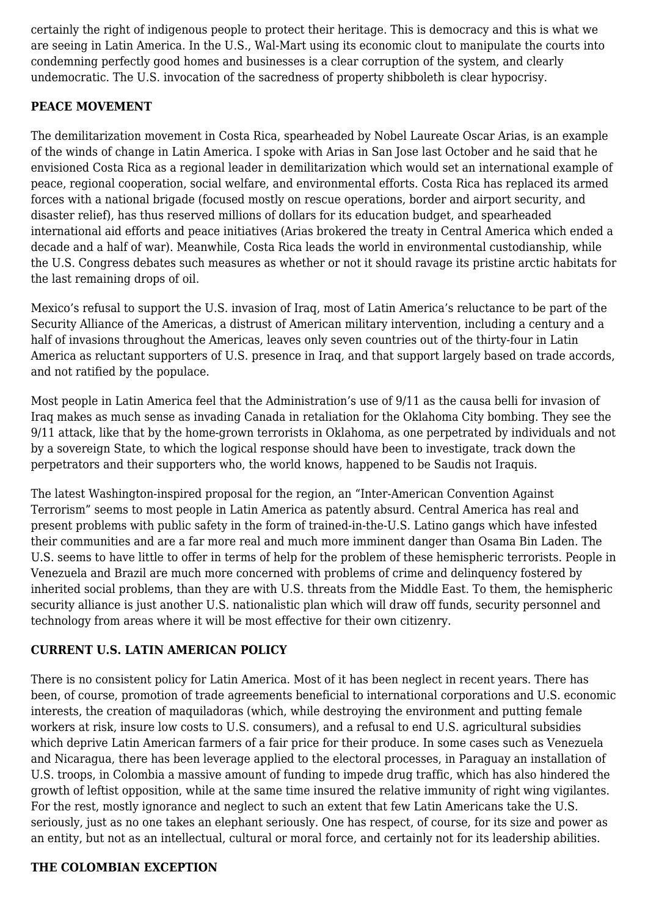certainly the right of indigenous people to protect their heritage. This is democracy and this is what we are seeing in Latin America. In the U.S., Wal-Mart using its economic clout to manipulate the courts into condemning perfectly good homes and businesses is a clear corruption of the system, and clearly undemocratic. The U.S. invocation of the sacredness of property shibboleth is clear hypocrisy.

**PEACE MOVEMENT**

The demilitarization movement in Costa Rica, spearheaded by Nobel Laureate Oscar Arias, is an example of the winds of change in Latin America. I spoke with Arias in San Jose last October and he said that he envisioned Costa Rica as a regional leader in demilitarization which would set an international example of peace, regional cooperation, social welfare, and environmental efforts. Costa Rica has replaced its armed forces with a national brigade (focused mostly on rescue operations, border and airport security, and disaster relief), has thus reserved millions of dollars for its education budget, and spearheaded international aid efforts and peace initiatives (Arias brokered the treaty in Central America which ended a decade and a half of war). Meanwhile, Costa Rica leads the world in environmental custodianship, while the U.S. Congress debates such measures as whether or not it should ravage its pristine arctic habitats for the last remaining drops of oil.

Mexico's refusal to support the U.S. invasion of Iraq, most of Latin America's reluctance to be part of the Security Alliance of the Americas, a distrust of American military intervention, including a century and a half of invasions throughout the Americas, leaves only seven countries out of the thirty-four in Latin America as reluctant supporters of U.S. presence in Iraq, and that support largely based on trade accords, and not ratified by the populace.

Most people in Latin America feel that the Administration's use of 9/11 as the causa belli for invasion of Iraq makes as much sense as invading Canada in retaliation for the Oklahoma City bombing. They see the 9/11 attack, like that by the home-grown terrorists in Oklahoma, as one perpetrated by individuals and not by a sovereign State, to which the logical response should have been to investigate, track down the perpetrators and their supporters who, the world knows, happened to be Saudis not Iraquis.

The latest Washington-inspired proposal for the region, an "Inter-American Convention Against Terrorism" seems to most people in Latin America as patently absurd. Central America has real and present problems with public safety in the form of trained-in-the-U.S. Latino gangs which have infested their communities and are a far more real and much more imminent danger than Osama Bin Laden. The U.S. seems to have little to offer in terms of help for the problem of these hemispheric terrorists. People in Venezuela and Brazil are much more concerned with problems of crime and delinquency fostered by inherited social problems, than they are with U.S. threats from the Middle East. To them, the hemispheric security alliance is just another U.S. nationalistic plan which will draw off funds, security personnel and technology from areas where it will be most effective for their own citizenry.

**CURRENT U.S. LATIN AMERICAN POLICY**

There is no consistent policy for Latin America. Most of it has been neglect in recent years. There has been, of course, promotion of trade agreements beneficial to international corporations and U.S. economic interests, the creation of maquiladoras (which, while destroying the environment and putting female workers at risk, insure low costs to U.S. consumers), and a refusal to end U.S. agricultural subsidies which deprive Latin American farmers of a fair price for their produce. In some cases such as Venezuela and Nicaragua, there has been leverage applied to the electoral processes, in Paraguay an installation of U.S. troops, in Colombia a massive amount of funding to impede drug traffic, which has also hindered the growth of leftist opposition, while at the same time insured the relative immunity of right wing vigilantes. For the rest, mostly ignorance and neglect to such an extent that few Latin Americans take the U.S. seriously, just as no one takes an elephant seriously. One has respect, of course, for its size and power as an entity, but not as an intellectual, cultural or moral force, and certainly not for its leadership abilities.

**THE COLOMBIAN EXCEPTION**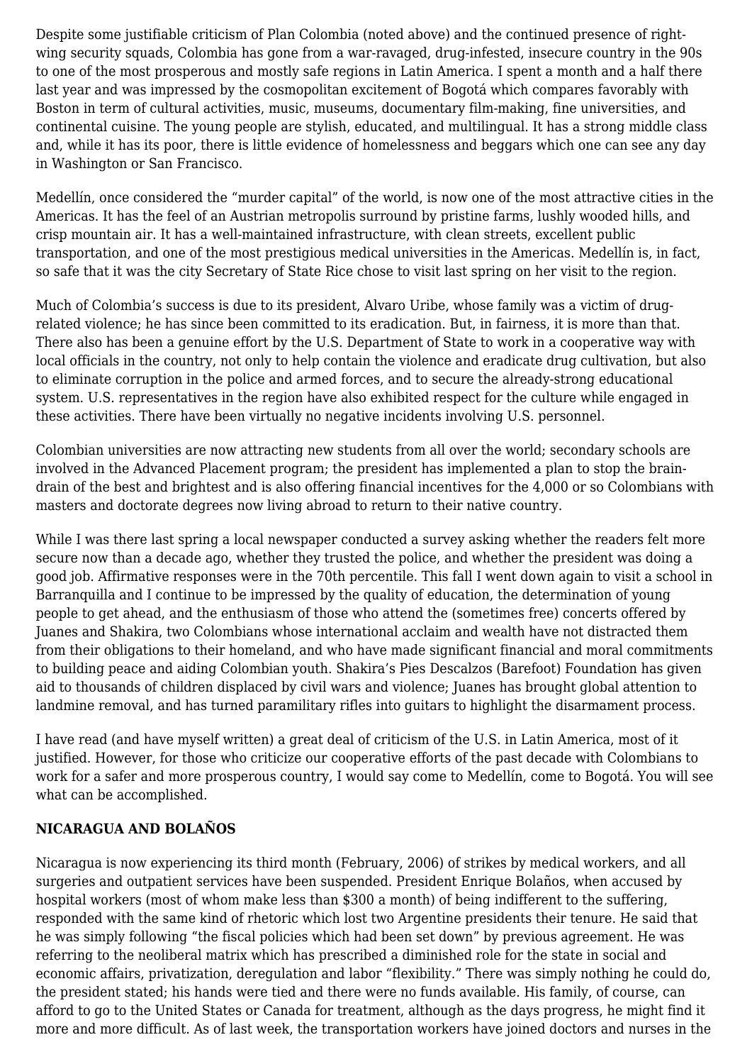Despite some justifiable criticism of Plan Colombia (noted above) and the continued presence of right-wing security squads, Colombia has gone from a war-ravaged, drug-infested, insecure country in the 90s to one of the most prosperous and mostly safe regions in Latin America. I spent a month and a half there last year and was impressed by the cosmopolitan excitement of Bogotá which compares favorably with Boston in term of cultural activities, music, museums, documentary film-making, fine universities, and continental cuisine. The young people are stylish, educated, and multilingual. It has a strong middle class and, while it has its poor, there is little evidence of homelessness and beggars which one can see any day in Washington or San Francisco.

Medellín, once considered the "murder capital" of the world, is now one of the most attractive cities in the Americas. It has the feel of an Austrian metropolis surround by pristine farms, lushly wooded hills, and crisp mountain air. It has a well-maintained infrastructure, with clean streets, excellent public transportation, and one of the most prestigious medical universities in the Americas. Medellín is, in fact, so safe that it was the city Secretary of State Rice chose to visit last spring on her visit to the region.

Much of Colombia's success is due to its president, Alvaro Uribe, whose family was a victim of drug-related violence; he has since been committed to its eradication. But, in fairness, it is more than that. There also has been a genuine effort by the U.S. Department of State to work in a cooperative way with local officials in the country, not only to help contain the violence and eradicate drug cultivation, but also to eliminate corruption in the police and armed forces, and to secure the already-strong educational system. U.S. representatives in the region have also exhibited respect for the culture while engaged in these activities. There have been virtually no negative incidents involving U.S. personnel.

Colombian universities are now attracting new students from all over the world; secondary schools are involved in the Advanced Placement program; the president has implemented a plan to stop the brain-drain of the best and brightest and is also offering financial incentives for the 4,000 or so Colombians with masters and doctorate degrees now living abroad to return to their native country.

While I was there last spring a local newspaper conducted a survey asking whether the readers felt more secure now than a decade ago, whether they trusted the police, and whether the president was doing a good job. Affirmative responses were in the 70th percentile. This fall I went down again to visit a school in Barranquilla and I continue to be impressed by the quality of education, the determination of young people to get ahead, and the enthusiasm of those who attend the (sometimes free) concerts offered by Juanes and Shakira, two Colombians whose international acclaim and wealth have not distracted them from their obligations to their homeland, and who have made significant financial and moral commitments to building peace and aiding Colombian youth. Shakira's Pies Descalzos (Barefoot) Foundation has given aid to thousands of children displaced by civil wars and violence; Juanes has brought global attention to landmine removal, and has turned paramilitary rifles into guitars to highlight the disarmament process.

I have read (and have myself written) a great deal of criticism of the U.S. in Latin America, most of it justified. However, for those who criticize our cooperative efforts of the past decade with Colombians to work for a safer and more prosperous country, I would say come to Medellín, come to Bogotá. You will see what can be accomplished.

**NICARAGUA AND BOLAÑOS**

Nicaragua is now experiencing its third month (February, 2006) of strikes by medical workers, and all surgeries and outpatient services have been suspended. President Enrique Bolaños, when accused by hospital workers (most of whom make less than $300 a month) of being indifferent to the suffering, responded with the same kind of rhetoric which lost two Argentine presidents their tenure. He said that he was simply following "the fiscal policies which had been set down" by previous agreement. He was referring to the neoliberal matrix which has prescribed a diminished role for the state in social and economic affairs, privatization, deregulation and labor "flexibility." There was simply nothing he could do, the president stated; his hands were tied and there were no funds available. His family, of course, can afford to go to the United States or Canada for treatment, although as the days progress, he might find it more and more difficult. As of last week, the transportation workers have joined doctors and nurses in the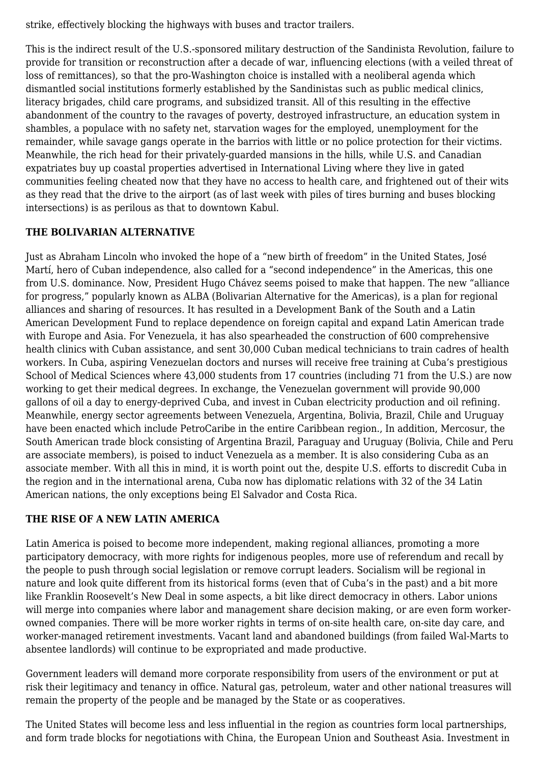strike, effectively blocking the highways with buses and tractor trailers.

This is the indirect result of the U.S.-sponsored military destruction of the Sandinista Revolution, failure to provide for transition or reconstruction after a decade of war, influencing elections (with a veiled threat of loss of remittances), so that the pro-Washington choice is installed with a neoliberal agenda which dismantled social institutions formerly established by the Sandinistas such as public medical clinics, literacy brigades, child care programs, and subsidized transit. All of this resulting in the effective abandonment of the country to the ravages of poverty, destroyed infrastructure, an education system in shambles, a populace with no safety net, starvation wages for the employed, unemployment for the remainder, while savage gangs operate in the barrios with little or no police protection for their victims. Meanwhile, the rich head for their privately-guarded mansions in the hills, while U.S. and Canadian expatriates buy up coastal properties advertised in International Living where they live in gated communities feeling cheated now that they have no access to health care, and frightened out of their wits as they read that the drive to the airport (as of last week with piles of tires burning and buses blocking intersections) is as perilous as that to downtown Kabul.

**THE BOLIVARIAN ALTERNATIVE**

Just as Abraham Lincoln who invoked the hope of a "new birth of freedom" in the United States, José Martí, hero of Cuban independence, also called for a "second independence" in the Americas, this one from U.S. dominance. Now, President Hugo Chávez seems poised to make that happen. The new "alliance for progress," popularly known as ALBA (Bolivarian Alternative for the Americas), is a plan for regional alliances and sharing of resources. It has resulted in a Development Bank of the South and a Latin American Development Fund to replace dependence on foreign capital and expand Latin American trade with Europe and Asia. For Venezuela, it has also spearheaded the construction of 600 comprehensive health clinics with Cuban assistance, and sent 30,000 Cuban medical technicians to train cadres of health workers. In Cuba, aspiring Venezuelan doctors and nurses will receive free training at Cuba's prestigious School of Medical Sciences where 43,000 students from 17 countries (including 71 from the U.S.) are now working to get their medical degrees. In exchange, the Venezuelan government will provide 90,000 gallons of oil a day to energy-deprived Cuba, and invest in Cuban electricity production and oil refining. Meanwhile, energy sector agreements between Venezuela, Argentina, Bolivia, Brazil, Chile and Uruguay have been enacted which include PetroCaribe in the entire Caribbean region., In addition, Mercosur, the South American trade block consisting of Argentina Brazil, Paraguay and Uruguay (Bolivia, Chile and Peru are associate members), is poised to induct Venezuela as a member. It is also considering Cuba as an associate member. With all this in mind, it is worth point out the, despite U.S. efforts to discredit Cuba in the region and in the international arena, Cuba now has diplomatic relations with 32 of the 34 Latin American nations, the only exceptions being El Salvador and Costa Rica.

**THE RISE OF A NEW LATIN AMERICA**

Latin America is poised to become more independent, making regional alliances, promoting a more participatory democracy, with more rights for indigenous peoples, more use of referendum and recall by the people to push through social legislation or remove corrupt leaders. Socialism will be regional in nature and look quite different from its historical forms (even that of Cuba's in the past) and a bit more like Franklin Roosevelt's New Deal in some aspects, a bit like direct democracy in others. Labor unions will merge into companies where labor and management share decision making, or are even form worker-owned companies. There will be more worker rights in terms of on-site health care, on-site day care, and worker-managed retirement investments. Vacant land and abandoned buildings (from failed Wal-Marts to absentee landlords) will continue to be expropriated and made productive.

Government leaders will demand more corporate responsibility from users of the environment or put at risk their legitimacy and tenancy in office. Natural gas, petroleum, water and other national treasures will remain the property of the people and be managed by the State or as cooperatives.

The United States will become less and less influential in the region as countries form local partnerships, and form trade blocks for negotiations with China, the European Union and Southeast Asia. Investment in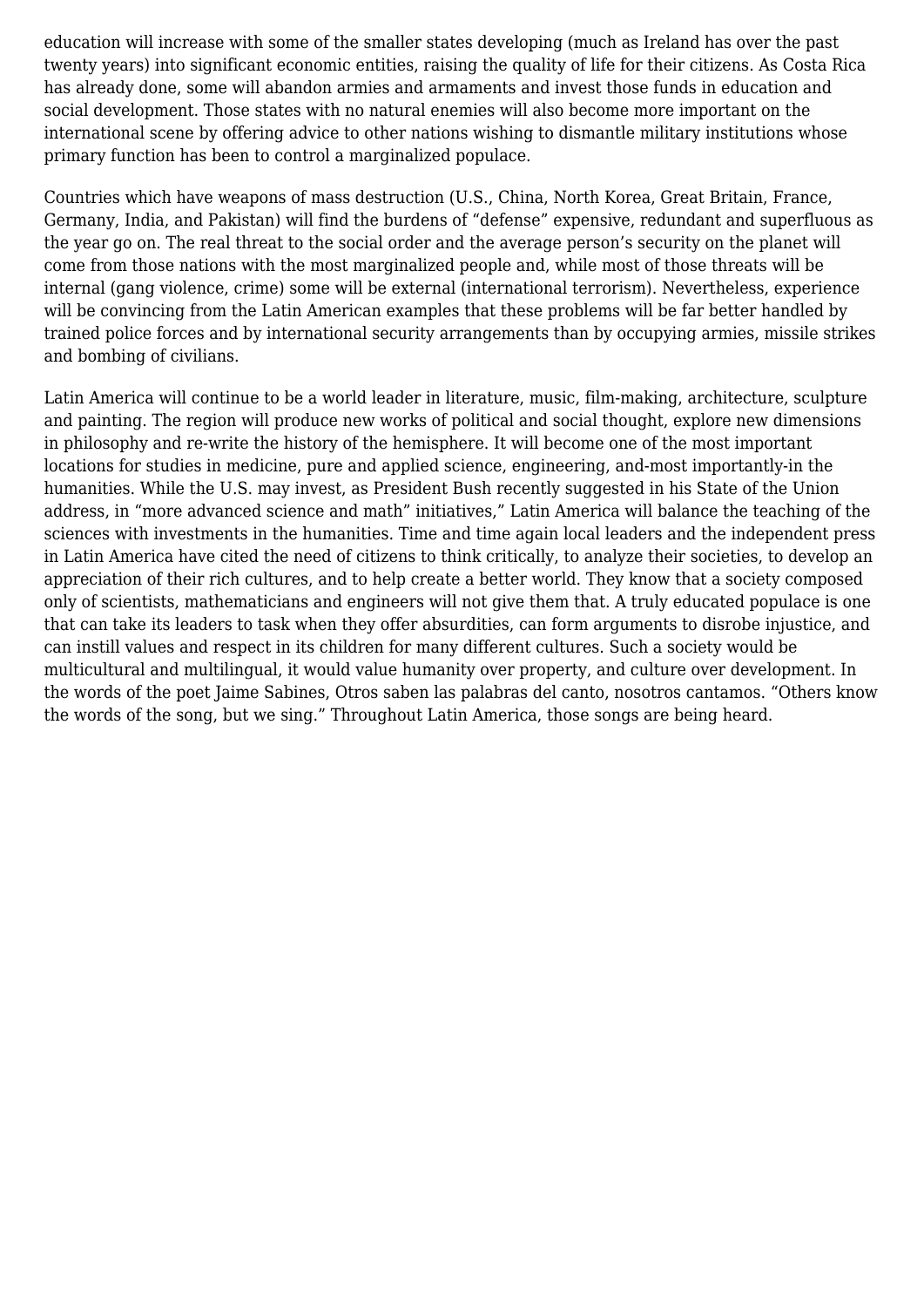education will increase with some of the smaller states developing (much as Ireland has over the past twenty years) into significant economic entities, raising the quality of life for their citizens. As Costa Rica has already done, some will abandon armies and armaments and invest those funds in education and social development. Those states with no natural enemies will also become more important on the international scene by offering advice to other nations wishing to dismantle military institutions whose primary function has been to control a marginalized populace.

Countries which have weapons of mass destruction (U.S., China, North Korea, Great Britain, France, Germany, India, and Pakistan) will find the burdens of "defense" expensive, redundant and superfluous as the year go on. The real threat to the social order and the average person's security on the planet will come from those nations with the most marginalized people and, while most of those threats will be internal (gang violence, crime) some will be external (international terrorism). Nevertheless, experience will be convincing from the Latin American examples that these problems will be far better handled by trained police forces and by international security arrangements than by occupying armies, missile strikes and bombing of civilians.

Latin America will continue to be a world leader in literature, music, film-making, architecture, sculpture and painting. The region will produce new works of political and social thought, explore new dimensions in philosophy and re-write the history of the hemisphere. It will become one of the most important locations for studies in medicine, pure and applied science, engineering, and-most importantly-in the humanities. While the U.S. may invest, as President Bush recently suggested in his State of the Union address, in "more advanced science and math" initiatives," Latin America will balance the teaching of the sciences with investments in the humanities. Time and time again local leaders and the independent press in Latin America have cited the need of citizens to think critically, to analyze their societies, to develop an appreciation of their rich cultures, and to help create a better world. They know that a society composed only of scientists, mathematicians and engineers will not give them that. A truly educated populace is one that can take its leaders to task when they offer absurdities, can form arguments to disrobe injustice, and can instill values and respect in its children for many different cultures. Such a society would be multicultural and multilingual, it would value humanity over property, and culture over development. In the words of the poet Jaime Sabines, Otros saben las palabras del canto, nosotros cantamos. "Others know the words of the song, but we sing." Throughout Latin America, those songs are being heard.